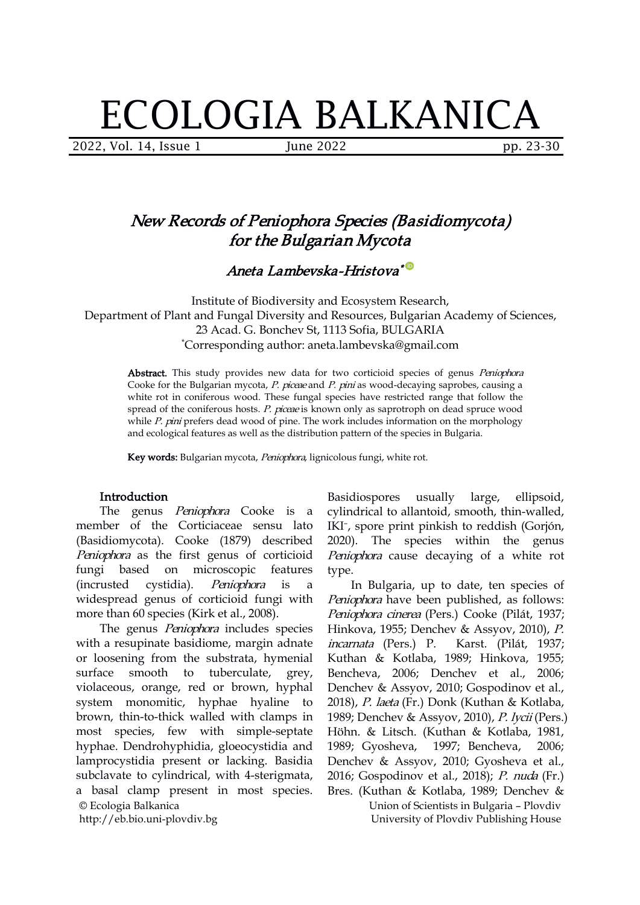# ECOLOGIA BALKANICA

## New Records of *Peniophora* Species (Basidiomycota) for the Bulgarian Mycota

### Aneta Lambevska-Hristova*

Institute of Biodiversity and Ecosystem Research,
Department of Plant and Fungal Diversity and Resources, Bulgarian Academy of Sciences,
23 Acad. G. Bonchev St, 1113 Sofia, BULGARIA
*Corresponding author: aneta.lambevska@gmail.com

**Abstract.** This study provides new data for two corticioid species of genus *Peniophora* Cooke for the Bulgarian mycota, *P. piceae* and *P. pini* as wood-decaying saprobes, causing a white rot in coniferous wood. These fungal species have restricted range that follow the spread of the coniferous hosts. *P. piceae* is known only as saprotroph on dead spruce wood while *P. pini* prefers dead wood of pine. The work includes information on the morphology and ecological features as well as the distribution pattern of the species in Bulgaria.

**Key words:** Bulgarian mycota, *Peniophora*, lignicolous fungi, white rot.

#### Introduction

The genus *Peniophora* Cooke is a member of the Corticiaceae sensu lato (Basidiomycota). Cooke (1879) described *Peniophora* as the first genus of corticioid fungi based on microscopic features (incrusted cystidia). *Peniophora* is a widespread genus of corticioid fungi with more than 60 species (Kirk et al., 2008).

The genus *Peniophora* includes species with a resupinate basidiome, margin adnate or loosening from the substrata, hymenial surface smooth to tuberculate, grey, violaceous, orange, red or brown, hyphal system monomitic, hyphae hyaline to brown, thin-to-thick walled with clamps in most species, few with simple-septate hyphae. Dendrohyphidia, gloeocystidia and lamprocystidia present or lacking. Basidia subclavate to cylindrical, with 4-sterigmata, a basal clamp present in most species. Basidiospores usually large, ellipsoid, cylindrical to allantoid, smooth, thin-walled, IKI⁻, spore print pinkish to reddish (Gorjón, 2020). The species within the genus *Peniophora* cause decaying of a white rot type.

In Bulgaria, up to date, ten species of *Peniophora* have been published, as follows: *Peniophora cinerea* (Pers.) Cooke (Pilát, 1937; Hinkova, 1955; Denchev & Assyov, 2010), *P. incarnata* (Pers.) P. Karst. (Pilát, 1937; Kuthan & Kotlaba, 1989; Hinkova, 1955; Bencheva, 2006; Denchev et al., 2006; Denchev & Assyov, 2010; Gospodinov et al., 2018), *P. laeta* (Fr.) Donk (Kuthan & Kotlaba, 1989; Denchev & Assyov, 2010), *P. lycii* (Pers.) Höhn. & Litsch. (Kuthan & Kotlaba, 1981, 1989; Gyosheva, 1997; Bencheva, 2006; Denchev & Assyov, 2010; Gyosheva et al., 2016; Gospodinov et al., 2018); *P. nuda* (Fr.) Bres. (Kuthan & Kotlaba, 1989; Denchev &

© Ecologia Balkanica
http://eb.bio.uni-plovdiv.bg

Union of Scientists in Bulgaria – Plovdiv
University of Plovdiv Publishing House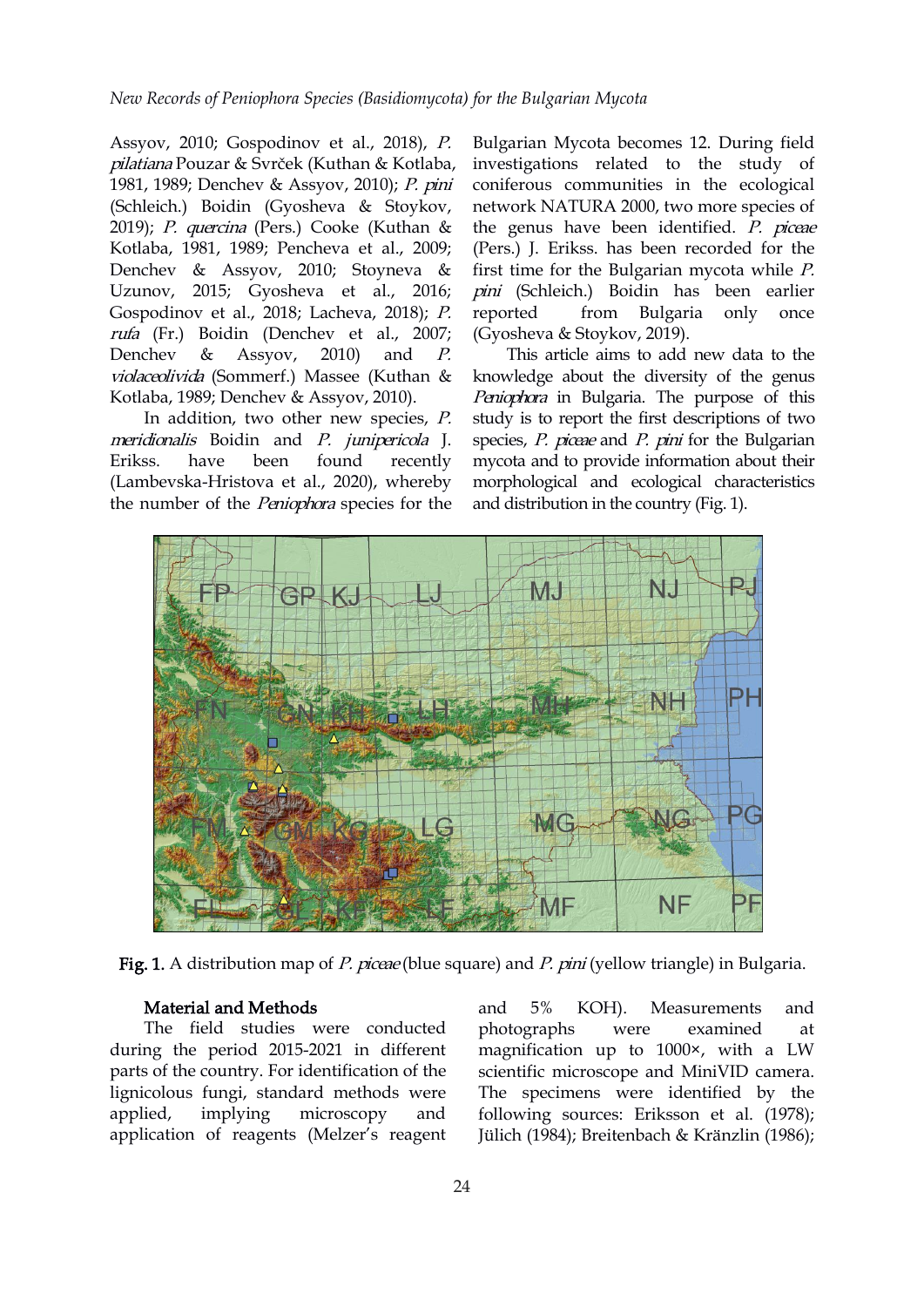Assyov, 2010; Gospodinov et al., 2018), *P. pilatiana* Pouzar & Svrček (Kuthan & Kotlaba, 1981, 1989; Denchev & Assyov, 2010); *P. pini* (Schleich.) Boidin (Gyosheva & Stoykov, 2019); *P. quercina* (Pers.) Cooke (Kuthan & Kotlaba, 1981, 1989; Pencheva et al., 2009; Denchev & Assyov, 2010; Stoyneva & Uzunov, 2015; Gyosheva et al., 2016; Gospodinov et al., 2018; Lacheva, 2018); *P. rufa* (Fr.) Boidin (Denchev et al., 2007; Denchev & Assyov, 2010) and *P. violaceolivida* (Sommerf.) Massee (Kuthan & Kotlaba, 1989; Denchev & Assyov, 2010).

In addition, two other new species, *P. meridionalis* Boidin and *P. junipericola* J. Erikss. have been found recently (Lambevska-Hristova et al., 2020), whereby the number of the *Peniophora* species for the Bulgarian Mycota becomes 12. During field investigations related to the study of coniferous communities in the ecological network NATURA 2000, two more species of the genus have been identified. *P. piceae* (Pers.) J. Erikss. has been recorded for the first time for the Bulgarian mycota while *P. pini* (Schleich.) Boidin has been earlier reported from Bulgaria only once (Gyosheva & Stoykov, 2019).

This article aims to add new data to the knowledge about the diversity of the genus *Peniophora* in Bulgaria. The purpose of this study is to report the first descriptions of two species, *P. piceae* and *P. pini* for the Bulgarian mycota and to provide information about their morphological and ecological characteristics and distribution in the country (Fig. 1).

**Fig. 1.** A distribution map of *P. piceae* (blue square) and *P. pini* (yellow triangle) in Bulgaria.

## Material and Methods

The field studies were conducted during the period 2015-2021 in different parts of the country. For identification of the lignicolous fungi, standard methods were applied, implying microscopy and application of reagents (Melzer's reagent and 5% KOH). Measurements and photographs were examined at magnification up to 1000×, with a LW scientific microscope and MiniVID camera. The specimens were identified by the following sources: Eriksson et al. (1978); Jülich (1984); Breitenbach & Kränzlin (1986);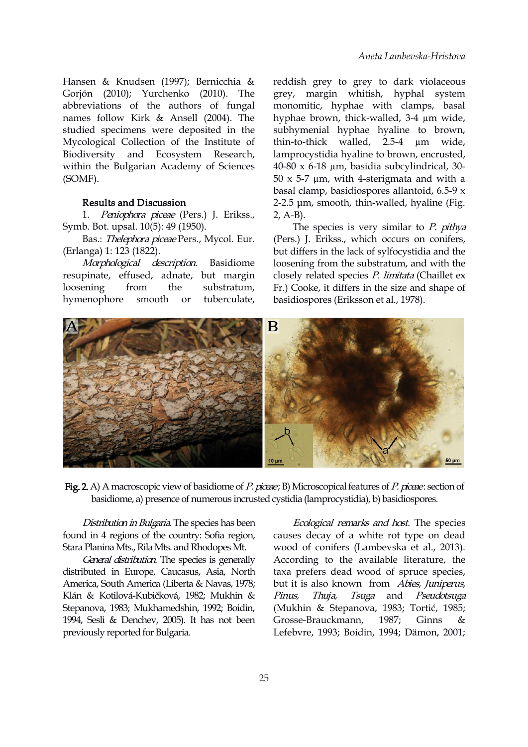Hansen & Knudsen (1997); Bernicchia & Gorjón (2010); Yurchenko (2010). The abbreviations of the authors of fungal names follow Kirk & Ansell (2004). The studied specimens were deposited in the Mycological Collection of the Institute of Biodiversity and Ecosystem Research, within the Bulgarian Academy of Sciences (SOMF).

## Results and Discussion

1. *Peniophora piceae* (Pers.) J. Eriks., Symb. Bot. upsal. 10(5): 49 (1950).

Bas.: *Thelephora piceae* Pers., Mycol. Eur. (Erlanga) 1: 123 (1822).

*Morphological description.* Basidiome resupinate, effused, adnate, but margin loosening from the substratum, hymenophore smooth or tuberculate, reddish grey to grey to dark violaceous grey, margin whitish, hyphal system monomitic, hyphae with clamps, basal hyphae brown, thick-walled, 3-4 µm wide, subhymenial hyphae hyaline to brown, thin-to-thick walled, 2.5-4 µm wide, lamprocystidia hyaline to brown, encrusted, 40-80 x 6-18 µm, basidia subcylindrical, 30-50 x 5-7 µm, with 4-sterigmata and with a basal clamp, basidiospores allantoid, 6.5-9 x 2-2.5 µm, smooth, thin-walled, hyaline (Fig. 2, A-B).

The species is very similar to *P. pithya* (Pers.) J. Erikss., which occurs on conifers, but differs in the lack of sylfocystidia and the loosening from the substratum, and with the closely related species *P. limitata* (Chaillet ex Fr.) Cooke, it differs in the size and shape of basidiospores (Eriksson et al., 1978).

**Fig. 2.** A) A macroscopic view of basidiome of *P. piceae*; B) Microscopical features of *P. piceae*: section of basidiome, a) presence of numerous incrusted cystidia (lamprocystidia), b) basidiospores.

*Distribution in Bulgaria.* The species has been found in 4 regions of the country: Sofia region, Stara Planina Mts., Rila Mts. and Rhodopes Mt.

*General distribution.* The species is generally distributed in Europe, Caucasus, Asia, North America, South America (Liberta & Navas, 1978; Klán & Kotilová-Kubičková, 1982; Mukhin & Stepanova, 1983; Mukhamedshin, 1992; Boidin, 1994, Sesli & Denchev, 2005). It has not been previously reported for Bulgaria.

*Ecological remarks and host.* The species causes decay of a white rot type on dead wood of conifers (Lambevska et al., 2013). According to the available literature, the taxa prefers dead wood of spruce species, but it is also known from *Abies*, *Juniperus*, *Pinus*, *Thuja*, *Tsuga* and *Pseudotsuga* (Mukhin & Stepanova, 1983; Tortić, 1985; Grosse-Brauckmann, 1987; Ginns & Lefebvre, 1993; Boidin, 1994; Dämon, 2001;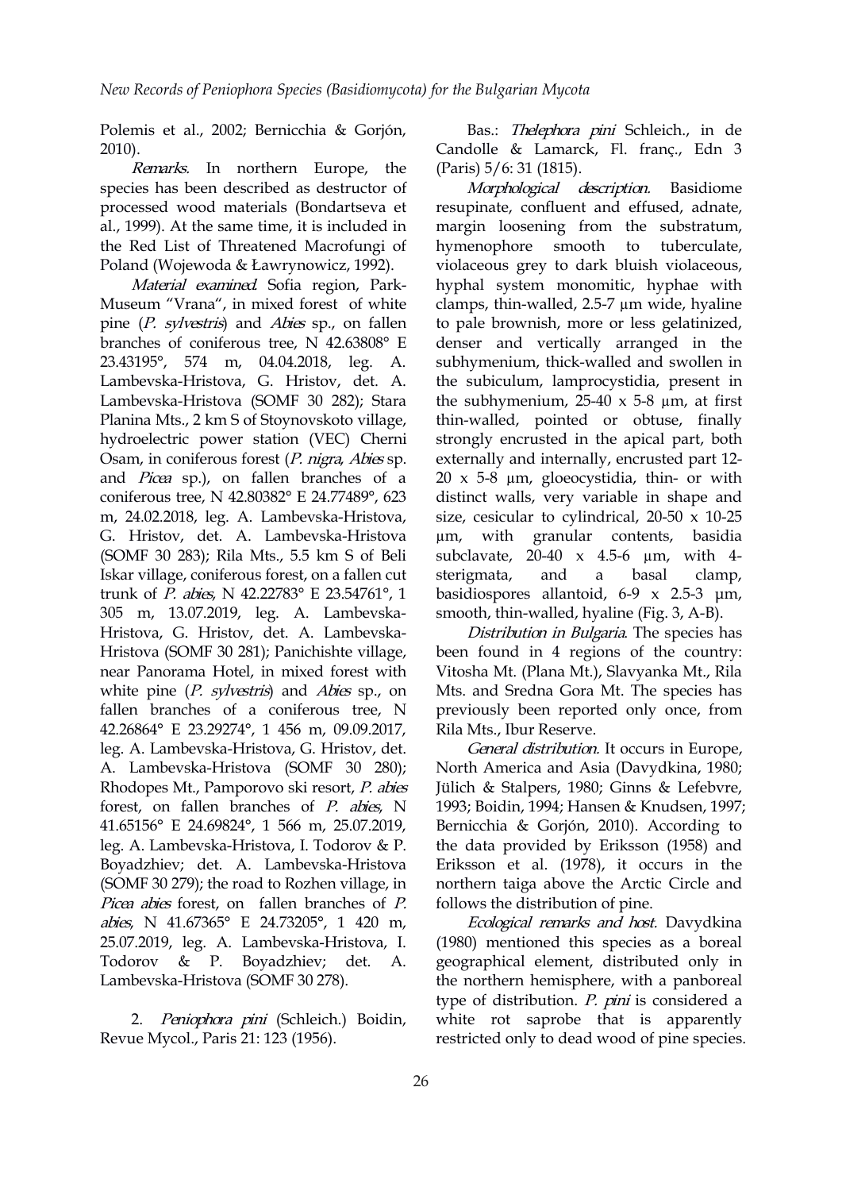Polemis et al., 2002; Bernicchia & Gorjón, 2010).

*Remarks.* In northern Europe, the species has been described as destructor of processed wood materials (Bondartseva et al., 1999). At the same time, it is included in the Red List of Threatened Macrofungi of Poland (Wojewoda & Ławrynowicz, 1992).

*Material examined.* Sofia region, Park-Museum "Vrana", in mixed forest of white pine (*P. sylvestris*) and *Abies* sp., on fallen branches of coniferous tree, N 42.63808° E 23.43195°, 574 m, 04.04.2018, leg. A. Lambevska-Hristova, G. Hristov, det. A. Lambevska-Hristova (SOMF 30 282); Stara Planina Mts., 2 km S of Stoynovskoto village, hydroelectric power station (VEC) Cherni Osam, in coniferous forest (*P. nigra*, *Abies* sp. and *Picea* sp.), on fallen branches of a coniferous tree, N 42.80382° E 24.77489°, 623 m, 24.02.2018, leg. A. Lambevska-Hristova, G. Hristov, det. A. Lambevska-Hristova (SOMF 30 283); Rila Mts., 5.5 km S of Beli Iskar village, coniferous forest, on a fallen cut trunk of *P. abies*, N 42.22783° E 23.54761°, 1 305 m, 13.07.2019, leg. A. Lambevska-Hristova, G. Hristov, det. A. Lambevska-Hristova (SOMF 30 281); Panichishte village, near Panorama Hotel, in mixed forest with white pine (*P. sylvestris*) and *Abies* sp., on fallen branches of a coniferous tree, N 42.26864° E 23.29274°, 1 456 m, 09.09.2017, leg. A. Lambevska-Hristova, G. Hristov, det. A. Lambevska-Hristova (SOMF 30 280); Rhodopes Mt., Pamporovo ski resort, *P. abies* forest, on fallen branches of *P. abies*, N 41.65156° E 24.69824°, 1 566 m, 25.07.2019, leg. A. Lambevska-Hristova, I. Todorov & P. Boyadzhiev; det. A. Lambevska-Hristova (SOMF 30 279); the road to Rozhen village, in *Picea abies* forest, on fallen branches of *P. abies*, N 41.67365° E 24.73205°, 1 420 m, 25.07.2019, leg. A. Lambevska-Hristova, I. Todorov & P. Boyadzhiev; det. A. Lambevska-Hristova (SOMF 30 278).

2. *Peniophora pini* (Schleich.) Boidin, Revue Mycol., Paris 21: 123 (1956).

Bas.: *Thelephora pini* Schleich., in de Candolle & Lamarck, Fl. franç., Edn 3 (Paris) 5/6: 31 (1815).

*Morphological description.* Basidiome resupinate, confluent and effused, adnate, margin loosening from the substratum, hymenophore smooth to tuberculate, violaceous grey to dark bluish violaceous, hyphal system monomitic, hyphae with clamps, thin-walled, 2.5-7 µm wide, hyaline to pale brownish, more or less gelatinized, denser and vertically arranged in the subhymenium, thick-walled and swollen in the subiculum, lamprocystidia, present in the subhymenium, 25-40 x 5-8 µm, at first thin-walled, pointed or obtuse, finally strongly encrusted in the apical part, both externally and internally, encrusted part 12-20 x 5-8 µm, gloeocystidia, thin- or with distinct walls, very variable in shape and size, cesicular to cylindrical, 20-50 x 10-25 µm, with granular contents, basidia subclavate, 20-40 x 4.5-6 µm, with 4-sterigmata, and a basal clamp, basidiospores allantoid, 6-9 x 2.5-3 µm, smooth, thin-walled, hyaline (Fig. 3, A-B).

*Distribution in Bulgaria.* The species has been found in 4 regions of the country: Vitosha Mt. (Plana Mt.), Slavyanka Mt., Rila Mts. and Sredna Gora Mt. The species has previously been reported only once, from Rila Mts., Ibur Reserve.

*General distribution.* It occurs in Europe, North America and Asia (Davydkina, 1980; Jülich & Stalpers, 1980; Ginns & Lefebvre, 1993; Boidin, 1994; Hansen & Knudsen, 1997; Bernicchia & Gorjón, 2010). According to the data provided by Eriksson (1958) and Eriksson et al. (1978), it occurs in the northern taiga above the Arctic Circle and follows the distribution of pine.

*Ecological remarks and host.* Davydkina (1980) mentioned this species as a boreal geographical element, distributed only in the northern hemisphere, with a panboreal type of distribution. *P. pini* is considered a white rot saprobe that is apparently restricted only to dead wood of pine species.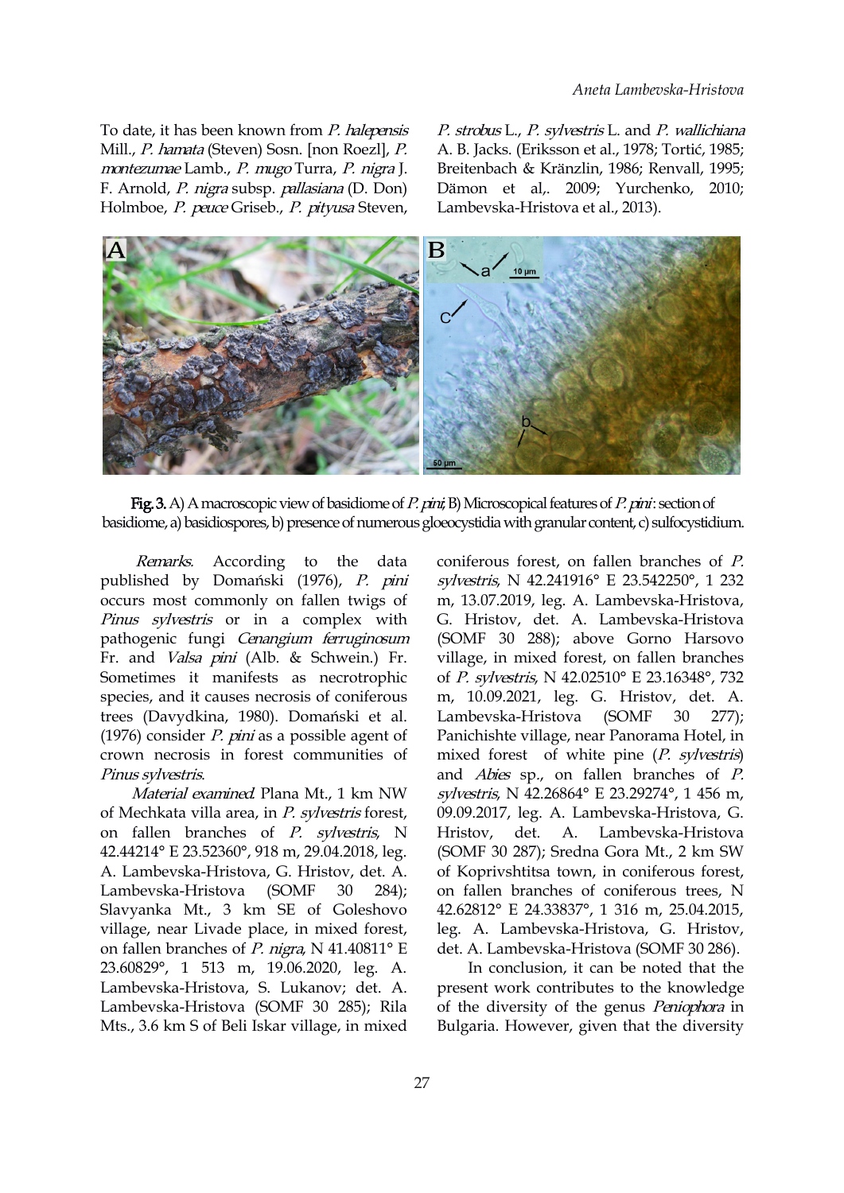To date, it has been known from *P. halepensis* Mill., *P. hamata* (Steven) Sosn. [non Roezl], *P. montezumae* Lamb., *P. mugo* Turra, *P. nigra* J. F. Arnold, *P. nigra* subsp. *pallasiana* (D. Don) Holmboe, *P. peuce* Griseb., *P. pityusa* Steven, *P. strobus* L., *P. sylvestris* L. and *P. wallichiana* A. B. Jacks. (Eriksson et al., 1978; Tortić, 1985; Breitenbach & Kränzlin, 1986; Renvall, 1995; Dämon et al,. 2009; Yurchenko, 2010; Lambevska-Hristova et al., 2013).

**Fig. 3.** A) A macroscopic view of basidiome of *P. pini*; B) Microscopical features of *P. pini*: section of basidiome, a) basidiospores, b) presence of numerous gloeocystidia with granular content, c) sulfocystidium.

*Remarks.* According to the data published by Domański (1976), *P. pini* occurs most commonly on fallen twigs of *Pinus sylvestris* or in a complex with pathogenic fungi *Cenangium ferruginosum* Fr. and *Valsa pini* (Alb. & Schwein.) Fr. Sometimes it manifests as necrotrophic species, and it causes necrosis of coniferous trees (Davydkina, 1980). Domański et al. (1976) consider *P. pini* as a possible agent of crown necrosis in forest communities of *Pinus sylvestris*.

*Material examined.* Plana Mt., 1 km NW of Mechkata villa area, in *P. sylvestris* forest, on fallen branches of *P. sylvestris*, N 42.44214° E 23.52360°, 918 m, 29.04.2018, leg. A. Lambevska-Hristova, G. Hristov, det. A. Lambevska-Hristova (SOMF 30 284); Slavyanka Mt., 3 km SE of Goleshovo village, near Livade place, in mixed forest, on fallen branches of *P. nigra*, N 41.40811° E 23.60829°, 1 513 m, 19.06.2020, leg. A. Lambevska-Hristova, S. Lukanov; det. A. Lambevska-Hristova (SOMF 30 285); Rila Mts., 3.6 km S of Beli Iskar village, in mixed coniferous forest, on fallen branches of *P. sylvestris*, N 42.241916° E 23.542250°, 1 232 m, 13.07.2019, leg. A. Lambevska-Hristova, G. Hristov, det. A. Lambevska-Hristova (SOMF 30 288); above Gorno Harsovo village, in mixed forest, on fallen branches of *P. sylvestris*, N 42.02510° E 23.16348°, 732 m, 10.09.2021, leg. G. Hristov, det. A. Lambevska-Hristova (SOMF 30 277); Panichishte village, near Panorama Hotel, in mixed forest of white pine (*P. sylvestris*) and *Abies* sp., on fallen branches of *P. sylvestris*, N 42.26864° E 23.29274°, 1 456 m, 09.09.2017, leg. A. Lambevska-Hristova, G. Hristov, det. A. Lambevska-Hristova (SOMF 30 287); Sredna Gora Mt., 2 km SW of Koprivshtitsa town, in coniferous forest, on fallen branches of coniferous trees, N 42.62812° E 24.33837°, 1 316 m, 25.04.2015, leg. A. Lambevska-Hristova, G. Hristov, det. A. Lambevska-Hristova (SOMF 30 286).

In conclusion, it can be noted that the present work contributes to the knowledge of the diversity of the genus *Peniophora* in Bulgaria. However, given that the diversity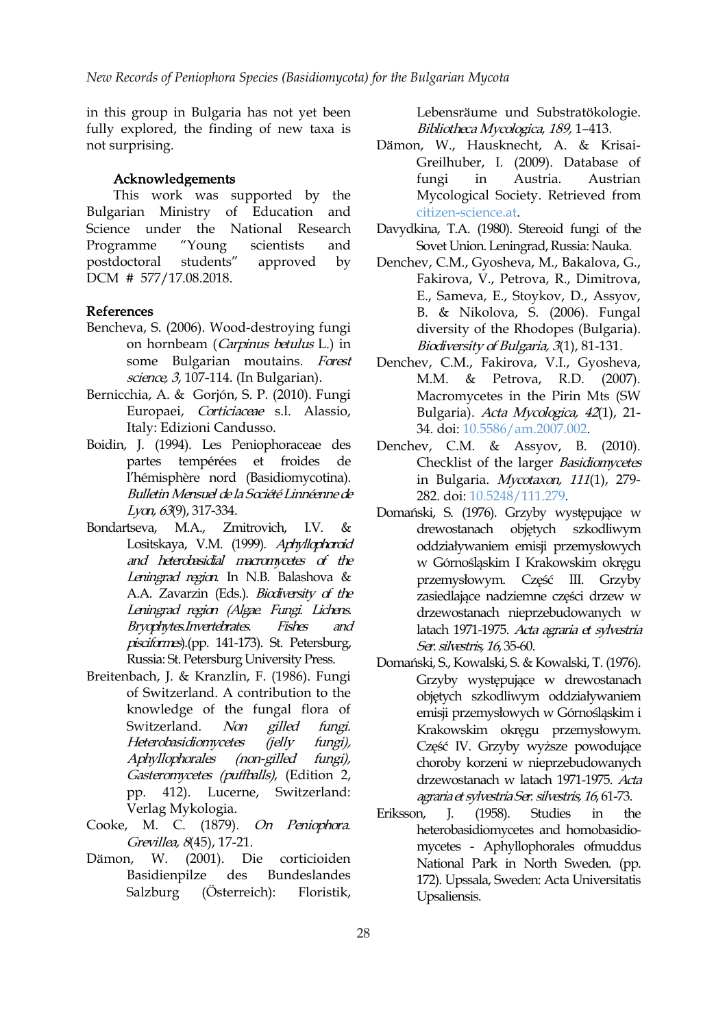in this group in Bulgaria has not yet been fully explored, the finding of new taxa is not surprising.

## Acknowledgements

This work was supported by the Bulgarian Ministry of Education and Science under the National Research Programme "Young scientists and postdoctoral students" approved by DCM # 577/17.08.2018.

## References

Bencheva, S. (2006). Wood-destroying fungi on hornbeam (*Carpinus betulus* L.) in some Bulgarian moutains. *Forest science, 3*, 107-114. (In Bulgarian).

Bernicchia, A. & Gorjón, S. P. (2010). Fungi Europaei, *Corticiaceae* s.l. Alassio, Italy: Edizioni Candusso.

Boidin, J. (1994). Les Peniophoraceae des partes tempérées et froides de l'hémisphère nord (Basidiomycotina). *Bulletin Mensuel de la Société Linnéenne de Lyon, 63*(9), 317-334.

Bondartseva, M.A., Zmitrovich, I.V. & Lositskaya, V.M. (1999). *Aphyllophoroid and heterobasidial macromycetes of the Leningrad region.* In N.B. Balashova & A.A. Zavarzin (Eds.). *Biodiversity of the Leningrad region (Algae. Fungi. Lichens. Bryophytes.Invertebrates. Fishes and pisciformes)*.(pp. 141-173). St. Petersburg, Russia: St. Petersburg University Press.

Breitenbach, J. & Kranzlin, F. (1986). Fungi of Switzerland. A contribution to the knowledge of the fungal flora of Switzerland. *Non gilled fungi. Heterobasidiomycetes (jelly fungi), Aphyllophorales (non-gilled fungi), Gasteromycetes (puffballs)*, (Edition 2, pp. 412). Lucerne, Switzerland: Verlag Mykologia.

Cooke, M. C. (1879). *On Peniophora. Grevillea, 8*(45), 17-21.

Dämon, W. (2001). Die corticioiden Basidienpilze des Bundeslandes Salzburg (Österreich): Floristik, Lebensräume und Substratökologie. *Bibliotheca Mycologica, 189*, 1–413.

Dämon, W., Hausknecht, A. & Krisai-Greilhuber, I. (2009). Database of fungi in Austria. Austrian Mycological Society. Retrieved from citizen-science.at.

Davydkina, T.A. (1980). Stereoid fungi of the Sovet Union. Leningrad, Russia: Nauka.

Denchev, C.M., Gyosheva, M., Bakalova, G., Fakirova, V., Petrova, R., Dimitrova, E., Sameva, E., Stoykov, D., Assyov, B. & Nikolova, S. (2006). Fungal diversity of the Rhodopes (Bulgaria). *Biodiversity of Bulgaria, 3*(1), 81-131.

Denchev, C.M., Fakirova, V.I., Gyosheva, M.M. & Petrova, R.D. (2007). Macromycetes in the Pirin Mts (SW Bulgaria). *Acta Mycologica, 42*(1), 21-34. doi: 10.5586/am.2007.002.

Denchev, C.M. & Assyov, B. (2010). Checklist of the larger *Basidiomycetes* in Bulgaria. *Mycotaxon, 111*(1), 279-282. doi: 10.5248/111.279.

Domański, S. (1976). Grzyby występujące w drewostanach objętych szkodliwym oddziaływaniem emisji przemysłowych w Górnośląskim I Krakowskim okręgu przemysłowym. Część III. Grzyby zasiedlające nadziemne części drzew w drzewostanach nieprzebudowanych w latach 1971-1975. *Acta agraria et sylvestria Ser. silvestris, 16*, 35-60.

Domański, S., Kowalski, S. & Kowalski, T. (1976). Grzyby występujące w drewostanach objętych szkodliwym oddziaływaniem emisji przemysłowych w Górnośląskim i Krakowskim okręgu przemysłowym. Część IV. Grzyby wyższe powodujące choroby korzeni w nieprzebudowanych drzewostanach w latach 1971-1975. *Acta agraria et sylvestria Ser. silvestris, 16*, 61-73.

Eriksson, J. (1958). Studies in the heterobasidiomycetes and homobasidiomycetes - Aphyllophorales ofmuddus National Park in North Sweden. (pp. 172). Upssala, Sweden: Acta Universitatis Upsaliensis.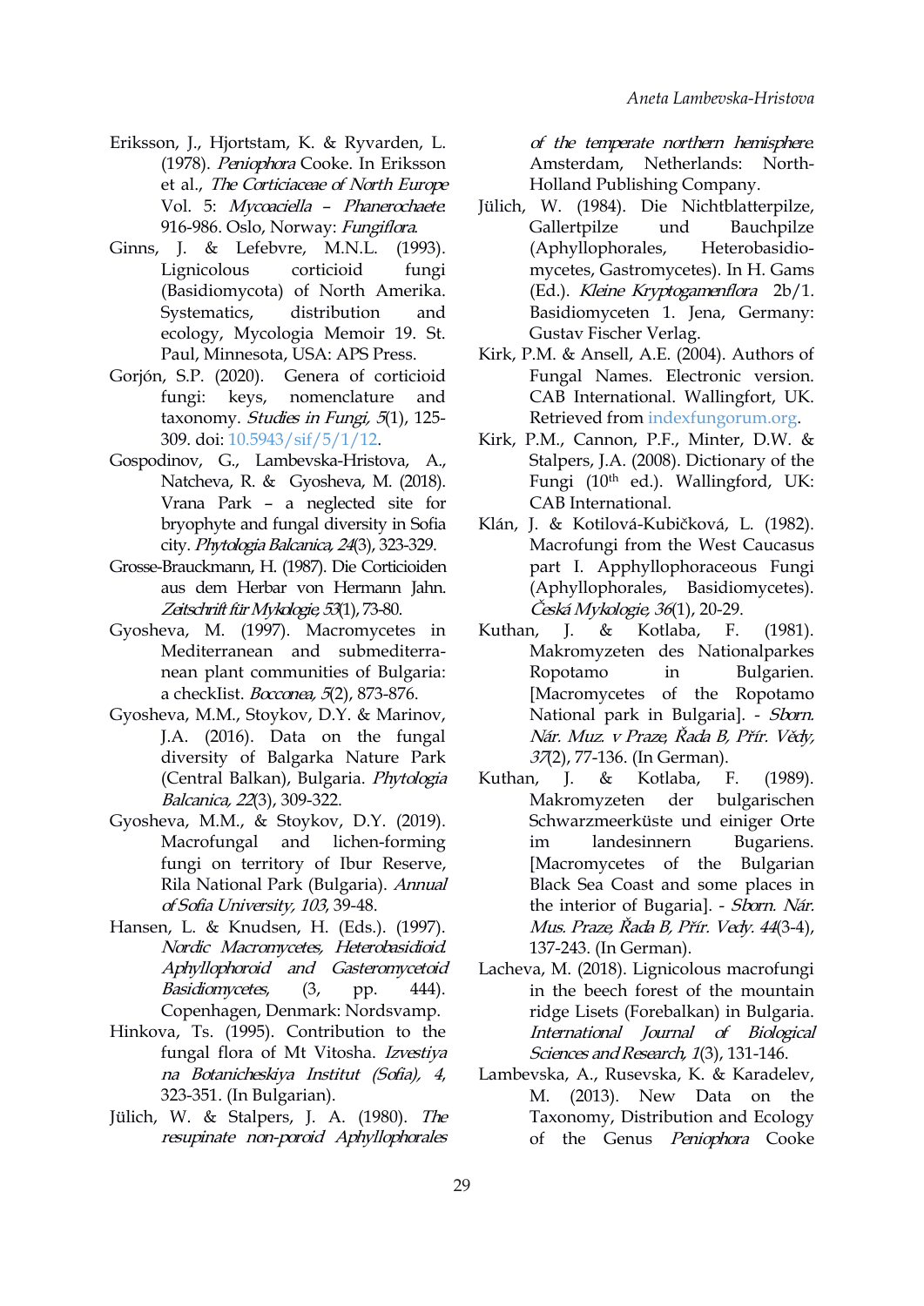Eriksson, J., Hjortstam, K. & Ryvarden, L. (1978). *Peniophora* Cooke. In Eriksson et al., *The Corticiaceae of North Europe* Vol. 5: *Mycoaciella – Phanerochaete*: 916-986. Oslo, Norway: *Fungiflora*.

Ginns, J. & Lefebvre, M.N.L. (1993). Lignicolous corticioid fungi (Basidiomycota) of North Amerika. Systematics, distribution and ecology, Mycologia Memoir 19. St. Paul, Minnesota, USA: APS Press.

Gorjón, S.P. (2020). Genera of corticioid fungi: keys, nomenclature and taxonomy. *Studies in Fungi, 5*(1), 125-309. doi: 10.5943/sif/5/1/12.

Gospodinov, G., Lambevska-Hristova, A., Natcheva, R. & Gyosheva, M. (2018). Vrana Park – a neglected site for bryophyte and fungal diversity in Sofia city. *Phytologia Balcanica, 24*(3), 323-329.

Grosse-Brauckmann, H. (1987). Die Corticioiden aus dem Herbar von Hermann Jahn. *Zeitschrift für Mykologie, 53*(1), 73-80.

Gyosheva, M. (1997). Macromycetes in Mediterranean and submediterranean plant communities of Bulgaria: a checklist. *Bocconea, 5*(2), 873-876.

Gyosheva, M.M., Stoykov, D.Y. & Marinov, J.A. (2016). Data on the fungal diversity of Balgarka Nature Park (Central Balkan), Bulgaria. *Phytologia Balcanica, 22*(3), 309-322.

Gyosheva, M.M., & Stoykov, D.Y. (2019). Macrofungal and lichen-forming fungi on territory of Ibur Reserve, Rila National Park (Bulgaria). *Annual of Sofia University, 103*, 39-48.

Hansen, L. & Knudsen, H. (Eds.). (1997). *Nordic Macromycetes, Heterobasidioid. Aphyllophoroid and Gasteromycetoid Basidiomycetes*, (3, pp. 444). Copenhagen, Denmark: Nordsvamp.

Hinkova, Ts. (1995). Contribution to the fungal flora of Mt Vitosha. *Izvestiya na Botanicheskiya Institut (Sofia), 4*, 323-351. (In Bulgarian).

Jülich, W. & Stalpers, J. A. (1980). *The resupinate non-poroid Aphyllophorales of the temperate northern hemisphere*. Amsterdam, Netherlands: North-Holland Publishing Company.

Jülich, W. (1984). Die Nichtblatterpilze, Gallertpilze und Bauchpilze (Aphyllophorales, Heterobasidiomycetes, Gastromycetes). In H. Gams (Ed.). *Kleine Kryptogamenflora* 2b/1. Basidiomyceten 1. Jena, Germany: Gustav Fischer Verlag.

Kirk, P.M. & Ansell, A.E. (2004). Authors of Fungal Names. Electronic version. CAB International. Wallingfort, UK. Retrieved from indexfungorum.org.

Kirk, P.M., Cannon, P.F., Minter, D.W. & Stalpers, J.A. (2008). Dictionary of the Fungi (10th ed.). Wallingford, UK: CAB International.

Klán, J. & Kotilová-Kubičková, L. (1982). Macrofungi from the West Caucasus part I. Apphyllophoraceous Fungi (Aphyllophorales, Basidiomycetes). *Česká Mykologie, 36*(1), 20-29.

Kuthan, J. & Kotlaba, F. (1981). Makromyzeten des Nationalparkes Ropotamo in Bulgarien. [Macromycetes of the Ropotamo National park in Bulgaria]. - *Sborn. Nár. Muz. v Praze, Řada B, Přír. Vědy, 37*(2), 77-136. (In German).

Kuthan, J. & Kotlaba, F. (1989). Makromyzeten der bulgarischen Schwarzmeerküste und einiger Orte im landesinnern Bugariens. [Macromycetes of the Bulgarian Black Sea Coast and some places in the interior of Bugaria]. - *Sborn. Nár. Mus. Praze, Řada B, Přír. Vedy. 44*(3-4), 137-243. (In German).

Lacheva, M. (2018). Lignicolous macrofungi in the beech forest of the mountain ridge Lisets (Forebalkan) in Bulgaria. *International Journal of Biological Sciences and Research, 1*(3), 131-146.

Lambevska, A., Rusevska, K. & Karadelev, M. (2013). New Data on the Taxonomy, Distribution and Ecology of the Genus *Peniophora* Cooke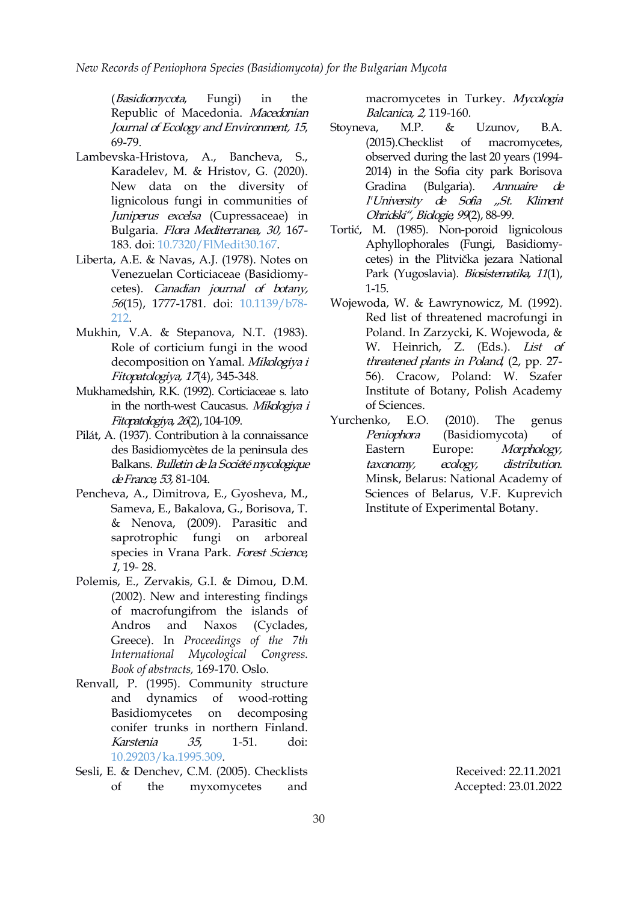(*Basidiomycota*, Fungi) in the Republic of Macedonia. *Macedonian Journal of Ecology and Environment, 15,* 69-79.

Lambevska-Hristova, A., Bancheva, S., Karadelev, M. & Hristov, G. (2020). New data on the diversity of lignicolous fungi in communities of *Juniperus excelsa* (Cupressaceae) in Bulgaria. *Flora Mediterranea, 30,* 167-183. doi: 10.7320/FlMedit30.167.

Liberta, A.E. & Navas, A.J. (1978). Notes on Venezuelan Corticiaceae (Basidiomycetes). *Canadian journal of botany, 56*(15), 1777-1781. doi: 10.1139/b78-212.

Mukhin, V.A. & Stepanova, N.T. (1983). Role of corticium fungi in the wood decomposition on Yamal. *Mikologiya i Fitopatologiya, 17*(4), 345-348.

Mukhamedshin, R.K. (1992). Corticiaceae s. lato in the north-west Caucasus. *Mikologiya i Fitopatologiya, 26*(2), 104-109.

Pilát, A. (1937). Contribution à la connaissance des Basidiomycètes de la peninsula des Balkans. *Bulletin de la Société mycologique de France, 53,* 81-104.

Pencheva, A., Dimitrova, E., Gyosheva, M., Sameva, E., Bakalova, G., Borisova, T. & Nenova, (2009). Parasitic and saprotrophic fungi on arboreal species in Vrana Park. *Forest Science, 1,* 19- 28.

Polemis, E., Zervakis, G.I. & Dimou, D.M. (2002). New and interesting findings of macrofungifrom the islands of Andros and Naxos (Cyclades, Greece). In *Proceedings of the 7th International Mycological Congress. Book of abstracts,* 169-170. Oslo.

Renvall, P. (1995). Community structure and dynamics of wood-rotting Basidiomycetes on decomposing conifer trunks in northern Finland. *Karstenia 35,* 1-51. doi: 10.29203/ka.1995.309.

Sesli, E. & Denchev, C.M. (2005). Checklists of the myxomycetes and macromycetes in Turkey. *Mycologia Balcanica, 2,* 119-160.

Stoyneva, M.P. & Uzunov, B.A. (2015).Checklist of macromycetes, observed during the last 20 years (1994-2014) in the Sofia city park Borisova Gradina (Bulgaria). *Annuaire de l'University de Sofia „St. Kliment Ohridski", Biologie, 99*(2), 88-99.

Tortić, M. (1985). Non-poroid lignicolous Aphyllophorales (Fungi, Basidiomycetes) in the Plitvička jezara National Park (Yugoslavia). *Biosistematika, 11*(1), 1-15.

Wojewoda, W. & Ławrynowicz, M. (1992). Red list of threatened macrofungi in Poland. In Zarzycki, K. Wojewoda, & W. Heinrich, Z. (Eds.). *List of threatened plants in Poland,* (2, pp. 27-56). Cracow, Poland: W. Szafer Institute of Botany, Polish Academy of Sciences.

Yurchenko, E.O. (2010). The genus *Peniophora* (Basidiomycota) of Eastern Europe: *Morphology, taxonomy, ecology, distribution.* Minsk, Belarus: National Academy of Sciences of Belarus, V.F. Kuprevich Institute of Experimental Botany.

Received: 22.11.2021
Accepted: 23.01.2022